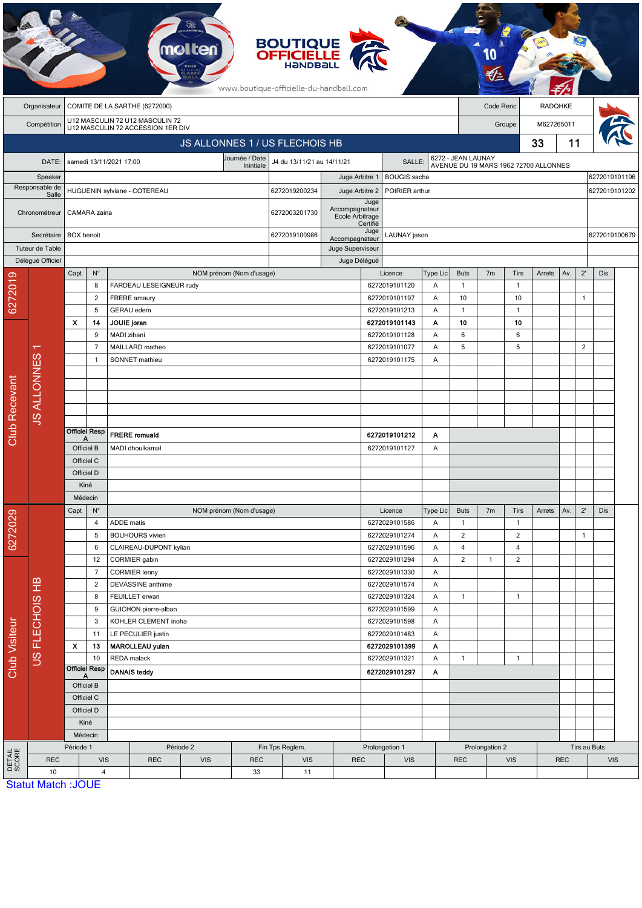BOUTIQUE OFFICIELLE HANDBALL

www.boutique-officielle-du-handball.com

| | | | |
|---|---|---|---|
| Organisateur | COMITE DE LA SARTHE (6272000) | Code Renc | RADQHKE |
| Compétition | U12 MASCULIN 72 U12 MASCULIN 72<br>U12 MASCULIN 72 ACCESSION 1ER DIV | Groupe | M627265011 |

## JS ALLONNES 1 / US FLECHOIS HB — 33 / 11

| | | | | | |
|---|---|---|---|---|---|
| DATE: | samedi 13/11/2021 17:00 | Journée / Date Inintiale | J4 du 13/11/21 au 14/11/21 | SALLE: | 6272 - JEAN LAUNAY<br>AVENUE DU 19 MARS 1962 72700 ALLONNES |

| | | | | | |
|---|---|---|---|---|---|
| Speaker | | | Juge Arbitre 1 | BOUGIS sacha | 6272019101196 |
| Responsable de Salle | HUGUENIN sylviane - COTEREAU | 6272019200234 | Juge Arbitre 2 | POIRIER arthur | 6272019101202 |
| Chronométreur | CAMARA zaina | 6272003201730 | Juge Accompagnateur Ecole Arbitrage Certifié | | |
| Secrétaire | BOX benoit | 6272019100986 | Juge Accompagnateur | LAUNAY jason | 6272019100679 |
| Tuteur de Table | | | Juge Superviseur | | |
| Délégué Officiel | | | Juge Délégué | | |

### Club Recevant — 6272019 — JS ALLONNES 1

| Capt | N° | NOM prénom (Nom d'usage) | Licence | Type Lic | Buts | 7m | Tirs | Arrets | Av. | 2' | Dis |
|---|---|---|---|---|---|---|---|---|---|---|---|
| | 8 | FARDEAU LESEIGNEUR rudy | 6272019101120 | A | 1 | | 1 | | | | |
| | 2 | FRERE amaury | 6272019101197 | A | 10 | | 10 | | | 1 | |
| | 5 | GERAU edem | 6272019101213 | A | 1 | | 1 | | | | |
| X | 14 | **JOUIE joran** | **6272019101143** | **A** | **10** | | **10** | | | | |
| | 9 | MADI zihani | 6272019101128 | A | 6 | | 6 | | | | |
| | 7 | MAILLARD matheo | 6272019101077 | A | 5 | | 5 | | | 2 | |
| | 1 | SONNET mathieu | 6272019101175 | A | | | | | | | |
| Officiel Resp A | | **FRERE romuald** | **6272019101212** | **A** | | | | | | | |
| Officiel B | | MADI dhoulkamal | 6272019101127 | A | | | | | | | |
| Officiel C | | | | | | | | | | | |
| Officiel D | | | | | | | | | | | |
| Kiné | | | | | | | | | | | |
| Médecin | | | | | | | | | | | |

### Club Visiteur — 6272029 — US FLECHOIS HB

| Capt | N° | NOM prénom (Nom d'usage) | Licence | Type Lic | Buts | 7m | Tirs | Arrets | Av. | 2' | Dis |
|---|---|---|---|---|---|---|---|---|---|---|---|
| | 4 | ADDE matis | 6272029101586 | A | 1 | | 1 | | | | |
| | 5 | BOUHOURS vivien | 6272029101274 | A | 2 | | 2 | | | 1 | |
| | 6 | CLAIREAU-DUPONT kylian | 6272029101596 | A | 4 | | 4 | | | | |
| | 12 | CORMIER gabin | 6272029101294 | A | 2 | 1 | 2 | | | | |
| | 7 | CORMIER lenny | 6272029101330 | A | | | | | | | |
| | 2 | DEVASSINE anthime | 6272029101574 | A | | | | | | | |
| | 8 | FEUILLET erwan | 6272029101324 | A | 1 | | 1 | | | | |
| | 9 | GUICHON pierre-alban | 6272029101599 | A | | | | | | | |
| | 3 | KOHLER CLEMENT inoha | 6272029101598 | A | | | | | | | |
| | 11 | LE PECULIER justin | 6272029101483 | A | | | | | | | |
| X | 13 | **MAROLLEAU yulan** | **6272029101399** | **A** | | | | | | | |
| | 10 | REDA malack | 6272029101321 | A | 1 | | 1 | | | | |
| Officiel Resp A | | **DANAIS teddy** | **6272029101297** | **A** | | | | | | | |
| Officiel B | | | | | | | | | | | |
| Officiel C | | | | | | | | | | | |
| Officiel D | | | | | | | | | | | |
| Kiné | | | | | | | | | | | |
| Médecin | | | | | | | | | | | |

### DETAIL SCORE

| Période 1 | | Période 2 | | Fin Tps Reglem. | | Prolongation 1 | | Prolongation 2 | | Tirs au Buts | |
|---|---|---|---|---|---|---|---|---|---|---|---|
| REC | VIS | REC | VIS | REC | VIS | REC | VIS | REC | VIS | REC | VIS |
| 10 | 4 | | | 33 | 11 | | | | | | |

Statut Match :JOUE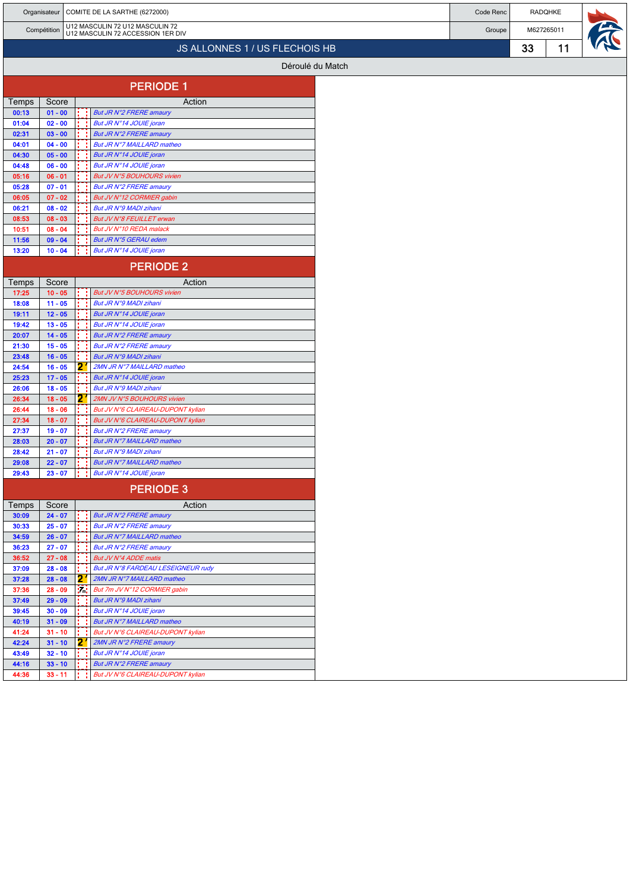| | | | |
|---|---|---|---|
| Organisateur | COMITE DE LA SARTHE (6272000) | Code Renc | RADQHKE |
| Compétition | U12 MASCULIN 72 U12 MASCULIN 72<br>U12 MASCULIN 72 ACCESSION 1ER DIV | Groupe | M627265011 |

## JS ALLONNES 1 / US FLECHOIS HB — 33 - 11

### Déroulé du Match

## PERIODE 1

| Temps | Score | Action |
|---|---|---|
| 00:13 | 01 - 00 | But JR N°2 FRERE amaury |
| 01:04 | 02 - 00 | But JR N°14 JOUIE joran |
| 02:31 | 03 - 00 | But JR N°2 FRERE amaury |
| 04:01 | 04 - 00 | But JR N°7 MAILLARD matheo |
| 04:30 | 05 - 00 | But JR N°14 JOUIE joran |
| 04:48 | 06 - 00 | But JR N°14 JOUIE joran |
| 05:16 | 06 - 01 | But JV N°5 BOUHOURS vivien |
| 05:28 | 07 - 01 | But JR N°2 FRERE amaury |
| 06:05 | 07 - 02 | But JV N°12 CORMIER gabin |
| 06:21 | 08 - 02 | But JR N°9 MADI zihani |
| 08:53 | 08 - 03 | But JV N°8 FEUILLET erwan |
| 10:51 | 08 - 04 | But JV N°10 REDA malack |
| 11:56 | 09 - 04 | But JR N°5 GERAU edem |
| 13:20 | 10 - 04 | But JR N°14 JOUIE joran |

## PERIODE 2

| Temps | Score | Action |
|---|---|---|
| 17:25 | 10 - 05 | But JV N°5 BOUHOURS vivien |
| 18:08 | 11 - 05 | But JR N°9 MADI zihani |
| 19:11 | 12 - 05 | But JR N°14 JOUIE joran |
| 19:42 | 13 - 05 | But JR N°14 JOUIE joran |
| 20:07 | 14 - 05 | But JR N°2 FRERE amaury |
| 21:30 | 15 - 05 | But JR N°2 FRERE amaury |
| 23:48 | 16 - 05 | But JR N°9 MADI zihani |
| 24:54 | 16 - 05 | 2MN JR N°7 MAILLARD matheo |
| 25:23 | 17 - 05 | But JR N°14 JOUIE joran |
| 26:06 | 18 - 05 | But JR N°9 MADI zihani |
| 26:34 | 18 - 05 | 2MN JV N°5 BOUHOURS vivien |
| 26:44 | 18 - 06 | But JV N°6 CLAIREAU-DUPONT kylian |
| 27:34 | 18 - 07 | But JV N°6 CLAIREAU-DUPONT kylian |
| 27:37 | 19 - 07 | But JR N°2 FRERE amaury |
| 28:03 | 20 - 07 | But JR N°7 MAILLARD matheo |
| 28:42 | 21 - 07 | But JR N°9 MADI zihani |
| 29:08 | 22 - 07 | But JR N°7 MAILLARD matheo |
| 29:43 | 23 - 07 | But JR N°14 JOUIE joran |

## PERIODE 3

| Temps | Score | Action |
|---|---|---|
| 30:09 | 24 - 07 | But JR N°2 FRERE amaury |
| 30:33 | 25 - 07 | But JR N°2 FRERE amaury |
| 34:59 | 26 - 07 | But JR N°7 MAILLARD matheo |
| 36:23 | 27 - 07 | But JR N°2 FRERE amaury |
| 36:52 | 27 - 08 | But JV N°4 ADDE matis |
| 37:09 | 28 - 08 | But JR N°8 FARDEAU LESEIGNEUR rudy |
| 37:28 | 28 - 08 | 2MN JR N°7 MAILLARD matheo |
| 37:36 | 28 - 09 | But 7m JV N°12 CORMIER gabin |
| 37:49 | 29 - 09 | But JR N°9 MADI zihani |
| 39:45 | 30 - 09 | But JR N°14 JOUIE joran |
| 40:19 | 31 - 09 | But JR N°7 MAILLARD matheo |
| 41:24 | 31 - 10 | But JV N°6 CLAIREAU-DUPONT kylian |
| 42:24 | 31 - 10 | 2MN JR N°2 FRERE amaury |
| 43:49 | 32 - 10 | But JR N°14 JOUIE joran |
| 44:16 | 33 - 10 | But JR N°2 FRERE amaury |
| 44:36 | 33 - 11 | But JV N°6 CLAIREAU-DUPONT kylian |